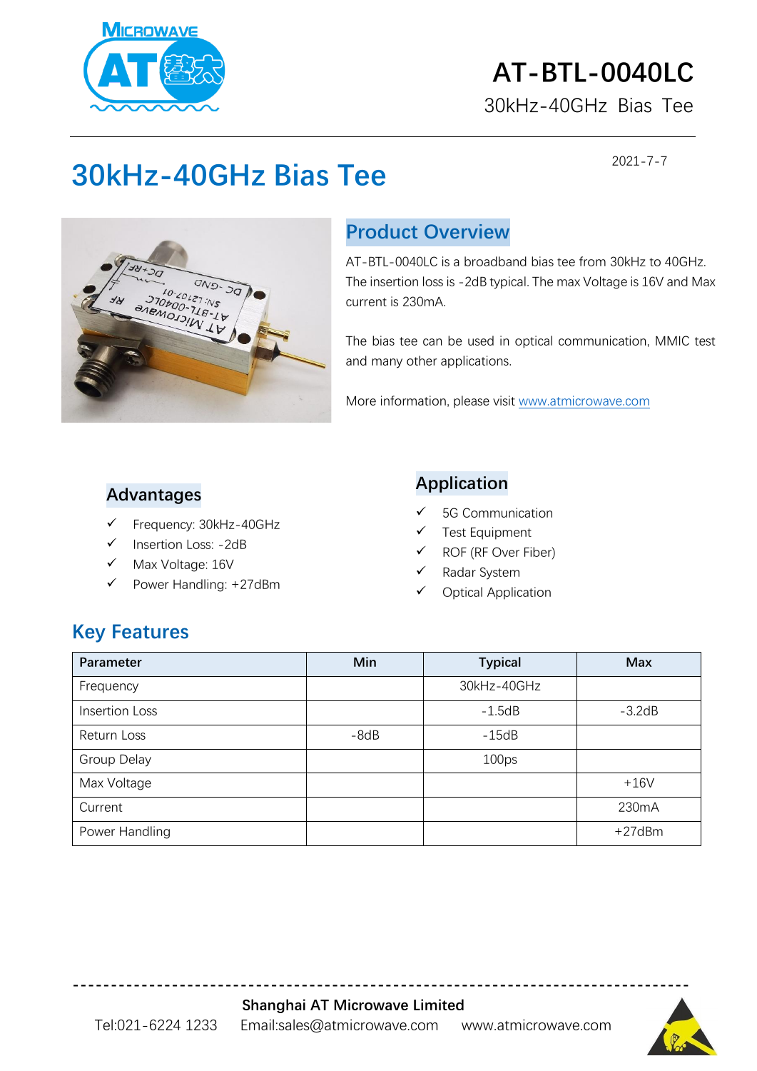# AT-BTL-0040LC

30kHz-40GHz Bias Tee

## 30kHz-40GHz Bias Tee

2021-7-7

## Product Overview

AT-BTL-0040LC is a broadband bias tee from 30kHz to 40GHz. The insertion loss is -2dB typical. The max Voltage is 16V and Max current is 230mA.

The bias tee can be used in optical communication, MMIC test and many other applications.

More information, please visit www.atmicrowave.com

## Advantages

- ✓ Frequency: 30kHz-40GHz
- ✓ Insertion Loss: -2dB
- ✓ Max Voltage: 16V
- ✓ Power Handling: +27dBm

## Application

- ✓ 5G Communication
- ✓ Test Equipment
- ✓ ROF (RF Over Fiber)
- ✓ Radar System
- ✓ Optical Application

## Key Features

| Parameter | Min | Typical | Max |
|---|---|---|---|
| Frequency | | 30kHz-40GHz | |
| Insertion Loss | | -1.5dB | -3.2dB |
| Return Loss | -8dB | -15dB | |
| Group Delay | | 100ps | |
| Max Voltage | | | +16V |
| Current | | | 230mA |
| Power Handling | | | +27dBm |

**Shanghai AT Microwave Limited**

Tel:021-6224 1233 Email:sales@atmicrowave.com www.atmicrowave.com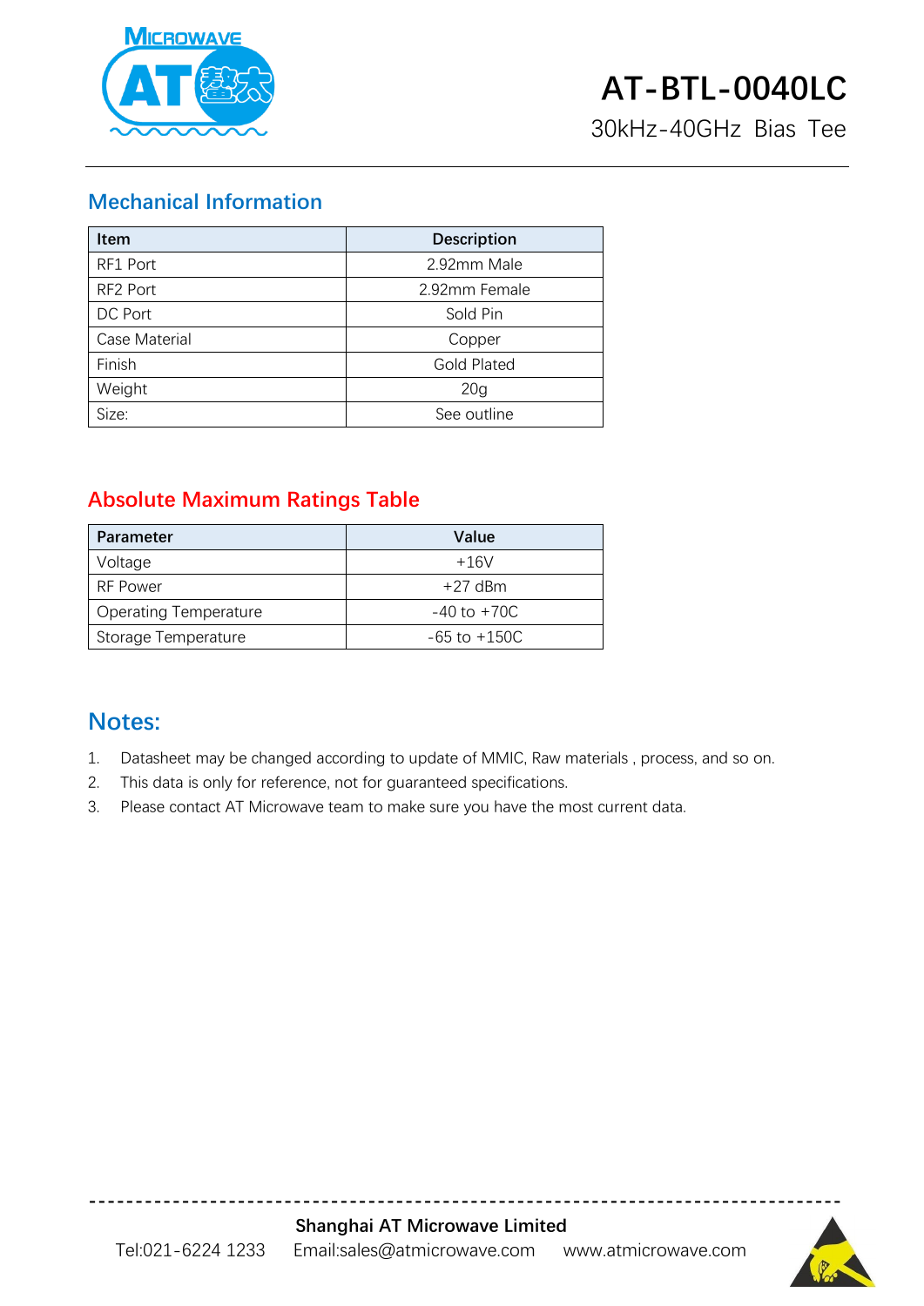# AT-BTL-0040LC

30kHz-40GHz Bias Tee

## Mechanical Information

| Item | Description |
|---|---|
| RF1 Port | 2.92mm Male |
| RF2 Port | 2.92mm Female |
| DC Port | Sold Pin |
| Case Material | Copper |
| Finish | Gold Plated |
| Weight | 20g |
| Size: | See outline |

## Absolute Maximum Ratings Table

| Parameter | Value |
|---|---|
| Voltage | +16V |
| RF Power | +27 dBm |
| Operating Temperature | -40 to +70C |
| Storage Temperature | -65 to +150C |

## Notes:

1. Datasheet may be changed according to update of MMIC, Raw materials , process, and so on.
2. This data is only for reference, not for guaranteed specifications.
3. Please contact AT Microwave team to make sure you have the most current data.

**Shanghai AT Microwave Limited**

Tel:021-6224 1233  Email:sales@atmicrowave.com  www.atmicrowave.com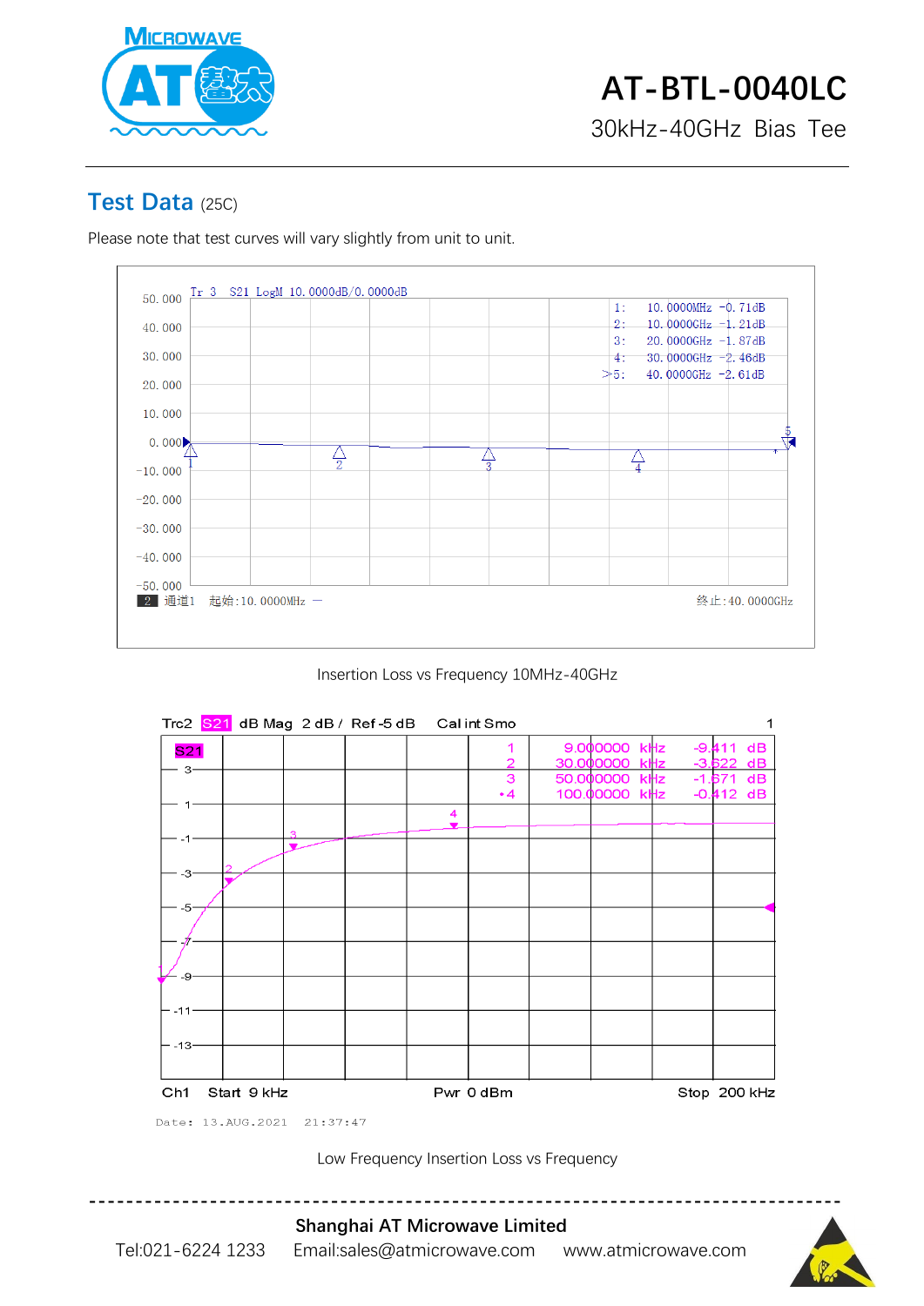# Test Data (25C)

Please note that test curves will vary slightly from unit to unit.

Tr 3 S21 LogM 10.0000dB/0.0000dB

| Marker | Frequency | Value |
|---|---|---|
| 1: | 10.0000MHz | -0.71dB |
| 2: | 10.0000GHz | -1.21dB |
| 3: | 20.0000GHz | -1.87dB |
| 4: | 30.0000GHz | -2.46dB |
| >5: | 40.0000GHz | -2.61dB |

通道1 起始:10.0000MHz — 终止:40.0000GHz

Insertion Loss vs Frequency 10MHz-40GHz

Trc2 S21 dB Mag 2 dB / Ref -5 dB Cal int Smo

| Marker | Frequency | Value |
|---|---|---|
| 1 | 9.000000 kHz | -9.411 dB |
| 2 | 30.000000 kHz | -3.622 dB |
| 3 | 50.000000 kHz | -1.671 dB |
| •4 | 100.00000 kHz | -0.412 dB |

Ch1 Start 9 kHz Pwr 0 dBm Stop 200 kHz

Date: 13.AUG.2021 21:37:47

Low Frequency Insertion Loss vs Frequency

**Shanghai AT Microwave Limited**

Tel:021-6224 1233 Email:sales@atmicrowave.com www.atmicrowave.com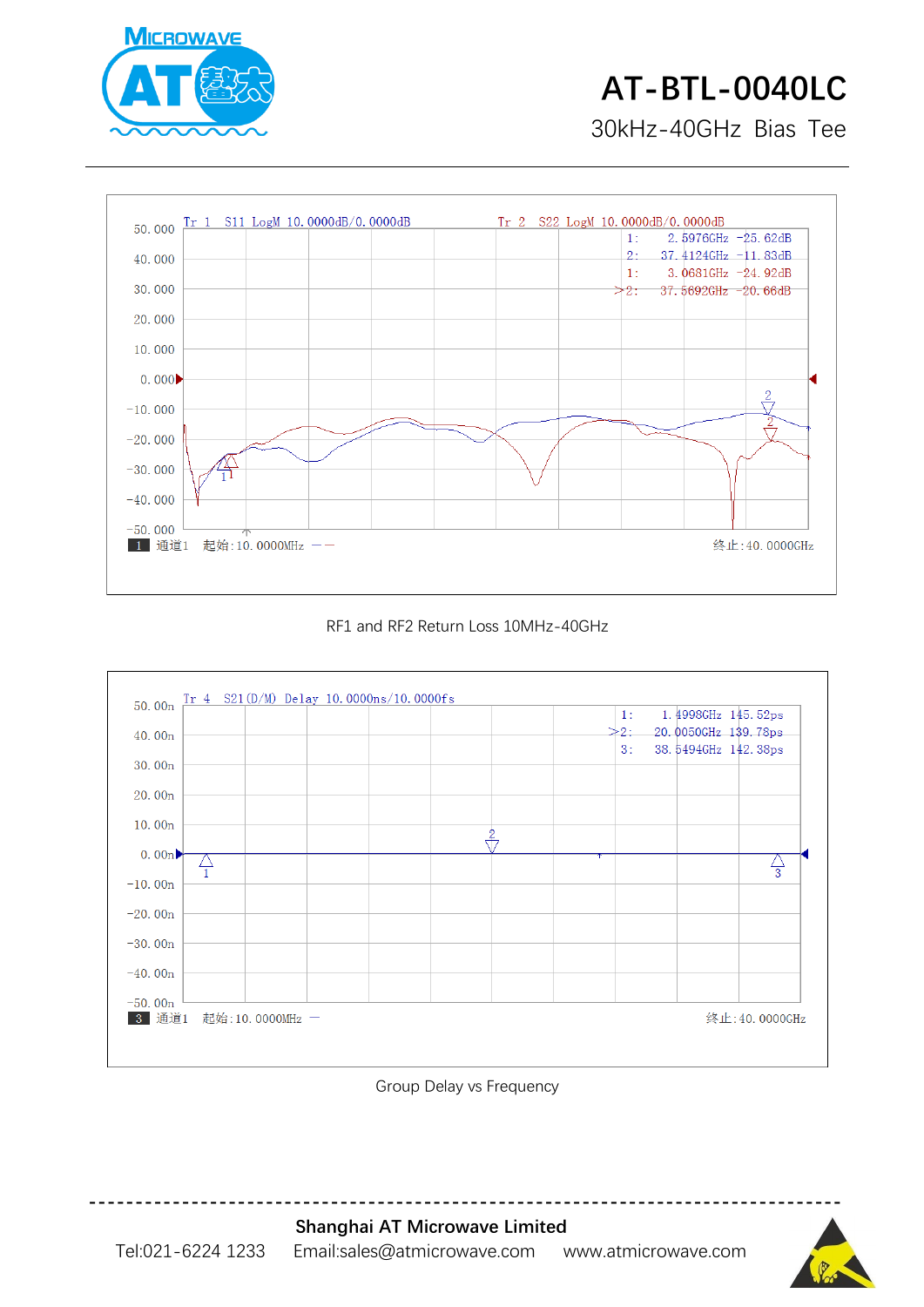# AT-BTL-0040LC

30kHz-40GHz Bias Tee

Tr 1 S11 LogM 10.0000dB/0.0000dB Tr 2 S22 LogM 10.0000dB/0.0000dB

1: 2.5976GHz -25.62dB
2: 37.4124GHz -11.83dB
1: 3.0681GHz -24.92dB
>2: 37.5692GHz -20.66dB

通道1 起始:10.0000MHz 终止:40.0000GHz

RF1 and RF2 Return Loss 10MHz-40GHz

Tr 4 S21(D/M) Delay 10.0000ns/10.0000fs

1: 1.4998GHz 145.52ps
>2: 20.0050GHz 139.78ps
3: 38.5494GHz 142.38ps

通道1 起始:10.0000MHz 终止:40.0000GHz

Group Delay vs Frequency

**Shanghai AT Microwave Limited**

Tel:021-6224 1233 Email:sales@atmicrowave.com www.atmicrowave.com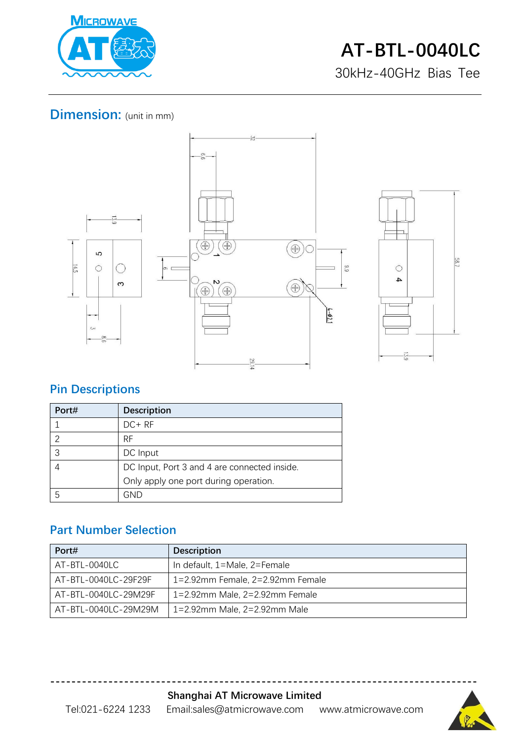# AT-BTL-0040LC

30kHz-40GHz Bias Tee

## Dimension: (unit in mm)

32
6.6
13.9
14.5
6
9.9
3
8.6
29.14
4-φ2.1
58.7
13.9
1
2
3
4
5

## Pin Descriptions

| Port# | Description |
|---|---|
| 1 | DC+ RF |
| 2 | RF |
| 3 | DC Input |
| 4 | DC Input, Port 3 and 4 are connected inside.<br>Only apply one port during operation. |
| 5 | GND |

## Part Number Selection

| Port# | Description |
|---|---|
| AT-BTL-0040LC | In default, 1=Male, 2=Female |
| AT-BTL-0040LC-29F29F | 1=2.92mm Female, 2=2.92mm Female |
| AT-BTL-0040LC-29M29F | 1=2.92mm Male, 2=2.92mm Female |
| AT-BTL-0040LC-29M29M | 1=2.92mm Male, 2=2.92mm Male |

**Shanghai AT Microwave Limited**

Tel:021-6224 1233 Email:sales@atmicrowave.com www.atmicrowave.com